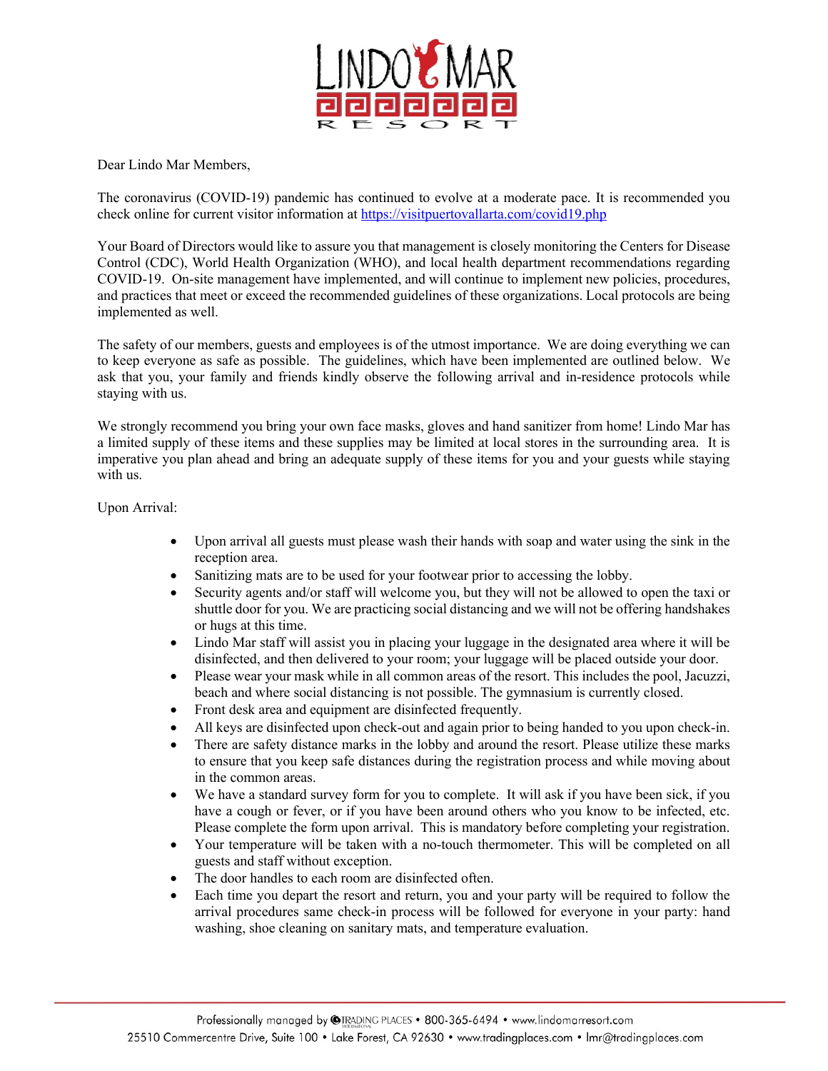Dear Lindo Mar Members,

The coronavirus (COVID-19) pandemic has continued to evolve at a moderate pace. It is recommended you check online for current visitor information at https://visitpuertovallarta.com/covid19.php

Your Board of Directors would like to assure you that management is closely monitoring the Centers for Disease Control (CDC), World Health Organization (WHO), and local health department recommendations regarding COVID-19. On-site management have implemented, and will continue to implement new policies, procedures, and practices that meet or exceed the recommended guidelines of these organizations. Local protocols are being implemented as well.

The safety of our members, guests and employees is of the utmost importance. We are doing everything we can to keep everyone as safe as possible. The guidelines, which have been implemented are outlined below. We ask that you, your family and friends kindly observe the following arrival and in-residence protocols while staying with us.

We strongly recommend you bring your own face masks, gloves and hand sanitizer from home! Lindo Mar has a limited supply of these items and these supplies may be limited at local stores in the surrounding area. It is imperative you plan ahead and bring an adequate supply of these items for you and your guests while staying with us.

Upon Arrival:

- Upon arrival all guests must please wash their hands with soap and water using the sink in the reception area.
- Sanitizing mats are to be used for your footwear prior to accessing the lobby.
- Security agents and/or staff will welcome you, but they will not be allowed to open the taxi or shuttle door for you. We are practicing social distancing and we will not be offering handshakes or hugs at this time.
- Lindo Mar staff will assist you in placing your luggage in the designated area where it will be disinfected, and then delivered to your room; your luggage will be placed outside your door.
- Please wear your mask while in all common areas of the resort. This includes the pool, Jacuzzi, beach and where social distancing is not possible. The gymnasium is currently closed.
- Front desk area and equipment are disinfected frequently.
- All keys are disinfected upon check-out and again prior to being handed to you upon check-in.
- There are safety distance marks in the lobby and around the resort. Please utilize these marks to ensure that you keep safe distances during the registration process and while moving about in the common areas.
- We have a standard survey form for you to complete. It will ask if you have been sick, if you have a cough or fever, or if you have been around others who you know to be infected, etc. Please complete the form upon arrival. This is mandatory before completing your registration.
- Your temperature will be taken with a no-touch thermometer. This will be completed on all guests and staff without exception.
- The door handles to each room are disinfected often.
- Each time you depart the resort and return, you and your party will be required to follow the arrival procedures same check-in process will be followed for everyone in your party: hand washing, shoe cleaning on sanitary mats, and temperature evaluation.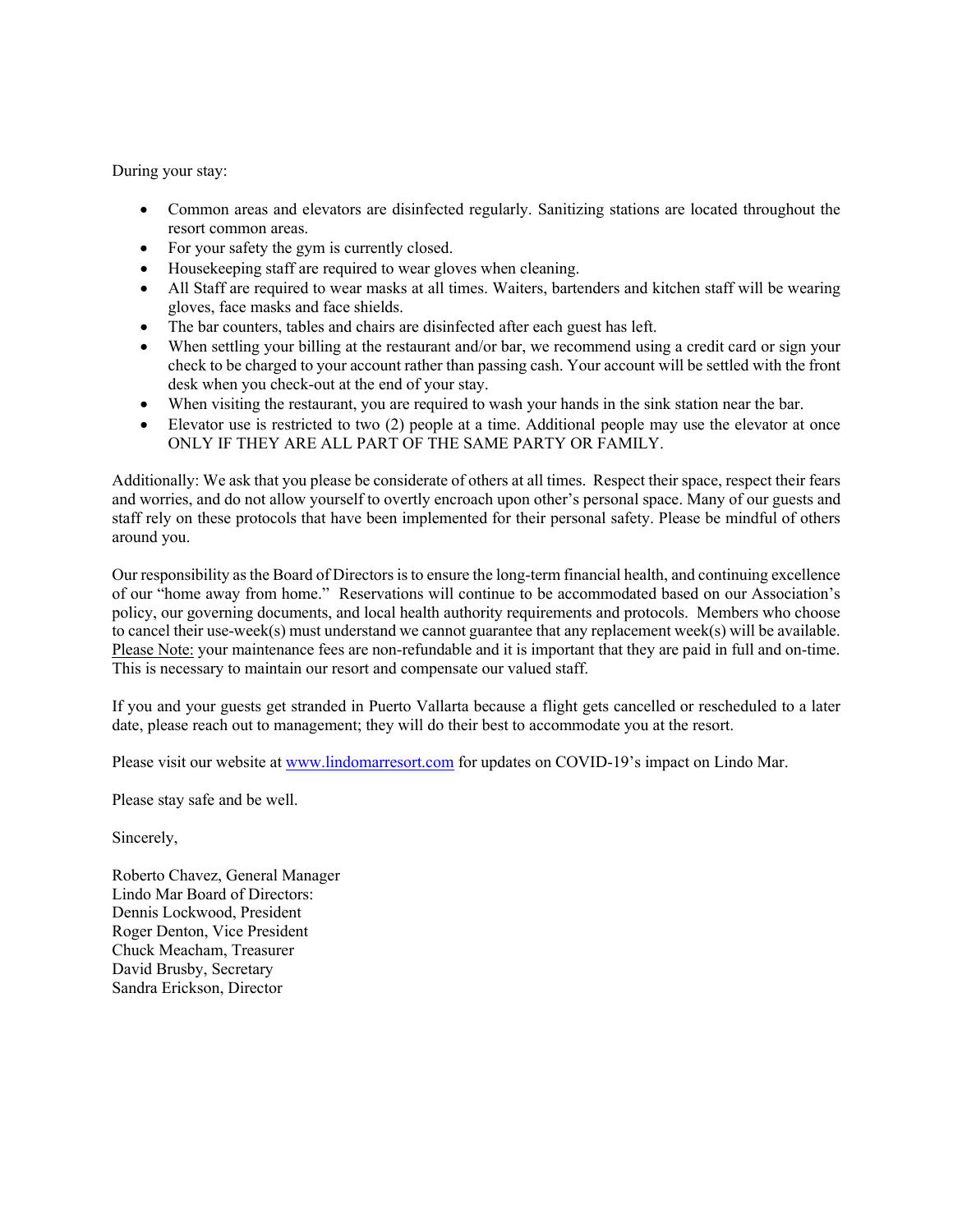During your stay:

- Common areas and elevators are disinfected regularly. Sanitizing stations are located throughout the resort common areas.
- For your safety the gym is currently closed.
- Housekeeping staff are required to wear gloves when cleaning.
- All Staff are required to wear masks at all times. Waiters, bartenders and kitchen staff will be wearing gloves, face masks and face shields.
- The bar counters, tables and chairs are disinfected after each guest has left.
- When settling your billing at the restaurant and/or bar, we recommend using a credit card or sign your check to be charged to your account rather than passing cash. Your account will be settled with the front desk when you check-out at the end of your stay.
- When visiting the restaurant, you are required to wash your hands in the sink station near the bar.
- Elevator use is restricted to two (2) people at a time. Additional people may use the elevator at once ONLY IF THEY ARE ALL PART OF THE SAME PARTY OR FAMILY.

Additionally: We ask that you please be considerate of others at all times. Respect their space, respect their fears and worries, and do not allow yourself to overtly encroach upon other's personal space. Many of our guests and staff rely on these protocols that have been implemented for their personal safety. Please be mindful of others around you.

Our responsibility as the Board of Directors is to ensure the long-term financial health, and continuing excellence of our "home away from home." Reservations will continue to be accommodated based on our Association's policy, our governing documents, and local health authority requirements and protocols. Members who choose to cancel their use-week(s) must understand we cannot guarantee that any replacement week(s) will be available. Please Note: your maintenance fees are non-refundable and it is important that they are paid in full and on-time. This is necessary to maintain our resort and compensate our valued staff.

If you and your guests get stranded in Puerto Vallarta because a flight gets cancelled or rescheduled to a later date, please reach out to management; they will do their best to accommodate you at the resort.

Please visit our website at [www.lindomarresort.com](www.lindomarresort.com) for updates on COVID-19's impact on Lindo Mar.

Please stay safe and be well.

Sincerely,

Roberto Chavez, General Manager
Lindo Mar Board of Directors:
Dennis Lockwood, President
Roger Denton, Vice President
Chuck Meacham, Treasurer
David Brusby, Secretary
Sandra Erickson, Director